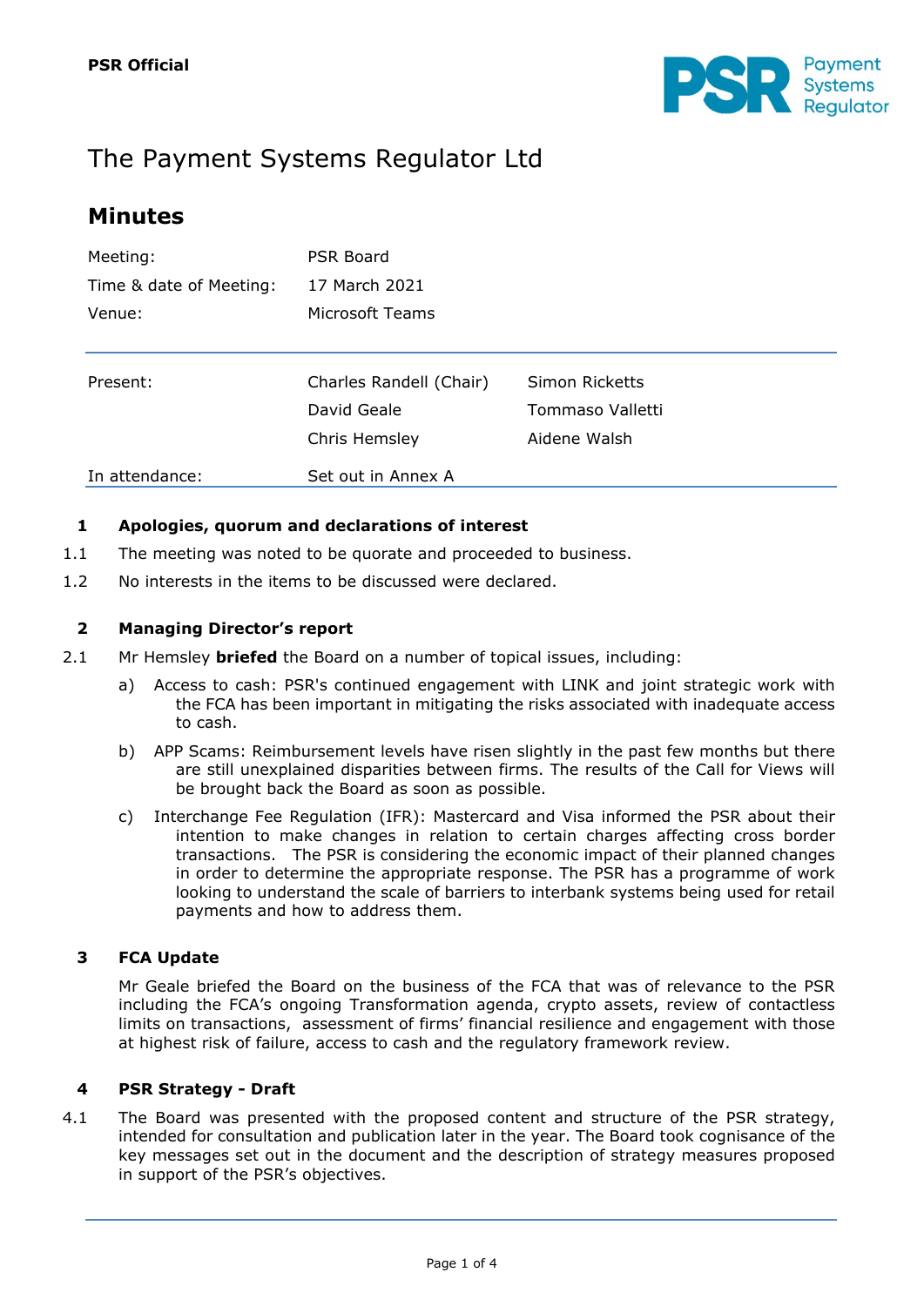PSR Official

# The Payment Systems Regulator Ltd

## Minutes

| | | |
|---|---|---|
| Meeting: | PSR Board | |
| Time & date of Meeting: | 17 March 2021 | |
| Venue: | Microsoft Teams | |
| Present: | Charles Randell (Chair) | Simon Ricketts |
| | David Geale | Tommaso Valletti |
| | Chris Hemsley | Aidene Walsh |
| In attendance: | Set out in Annex A | |

### 1 Apologies, quorum and declarations of interest

1.1 The meeting was noted to be quorate and proceeded to business.

1.2 No interests in the items to be discussed were declared.

### 2 Managing Director's report

2.1 Mr Hemsley **briefed** the Board on a number of topical issues, including:

a) Access to cash: PSR's continued engagement with LINK and joint strategic work with the FCA has been important in mitigating the risks associated with inadequate access to cash.

b) APP Scams: Reimbursement levels have risen slightly in the past few months but there are still unexplained disparities between firms. The results of the Call for Views will be brought back the Board as soon as possible.

c) Interchange Fee Regulation (IFR): Mastercard and Visa informed the PSR about their intention to make changes in relation to certain charges affecting cross border transactions. The PSR is considering the economic impact of their planned changes in order to determine the appropriate response. The PSR has a programme of work looking to understand the scale of barriers to interbank systems being used for retail payments and how to address them.

### 3 FCA Update

Mr Geale briefed the Board on the business of the FCA that was of relevance to the PSR including the FCA's ongoing Transformation agenda, crypto assets, review of contactless limits on transactions, assessment of firms' financial resilience and engagement with those at highest risk of failure, access to cash and the regulatory framework review.

### 4 PSR Strategy - Draft

4.1 The Board was presented with the proposed content and structure of the PSR strategy, intended for consultation and publication later in the year. The Board took cognisance of the key messages set out in the document and the description of strategy measures proposed in support of the PSR's objectives.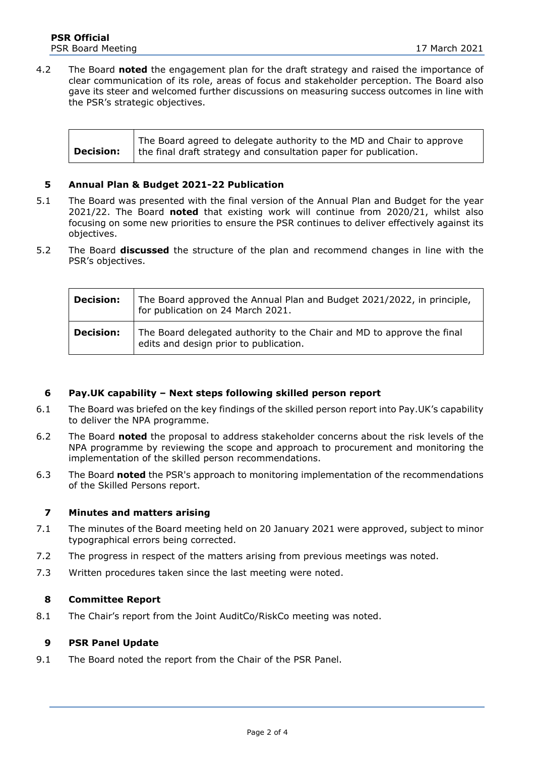4.2 The Board **noted** the engagement plan for the draft strategy and raised the importance of clear communication of its role, areas of focus and stakeholder perception. The Board also gave its steer and welcomed further discussions on measuring success outcomes in line with the PSR's strategic objectives.

| **Decision:** | The Board agreed to delegate authority to the MD and Chair to approve the final draft strategy and consultation paper for publication. |
|---|---|

## 5 Annual Plan & Budget 2021-22 Publication

5.1 The Board was presented with the final version of the Annual Plan and Budget for the year 2021/22. The Board **noted** that existing work will continue from 2020/21, whilst also focusing on some new priorities to ensure the PSR continues to deliver effectively against its objectives.

5.2 The Board **discussed** the structure of the plan and recommend changes in line with the PSR's objectives.

| **Decision:** | The Board approved the Annual Plan and Budget 2021/2022, in principle, for publication on 24 March 2021. |
|---|---|
| **Decision:** | The Board delegated authority to the Chair and MD to approve the final edits and design prior to publication. |

## 6 Pay.UK capability – Next steps following skilled person report

6.1 The Board was briefed on the key findings of the skilled person report into Pay.UK's capability to deliver the NPA programme.

6.2 The Board **noted** the proposal to address stakeholder concerns about the risk levels of the NPA programme by reviewing the scope and approach to procurement and monitoring the implementation of the skilled person recommendations.

6.3 The Board **noted** the PSR's approach to monitoring implementation of the recommendations of the Skilled Persons report.

## 7 Minutes and matters arising

7.1 The minutes of the Board meeting held on 20 January 2021 were approved, subject to minor typographical errors being corrected.

7.2 The progress in respect of the matters arising from previous meetings was noted.

7.3 Written procedures taken since the last meeting were noted.

## 8 Committee Report

8.1 The Chair's report from the Joint AuditCo/RiskCo meeting was noted.

## 9 PSR Panel Update

9.1 The Board noted the report from the Chair of the PSR Panel.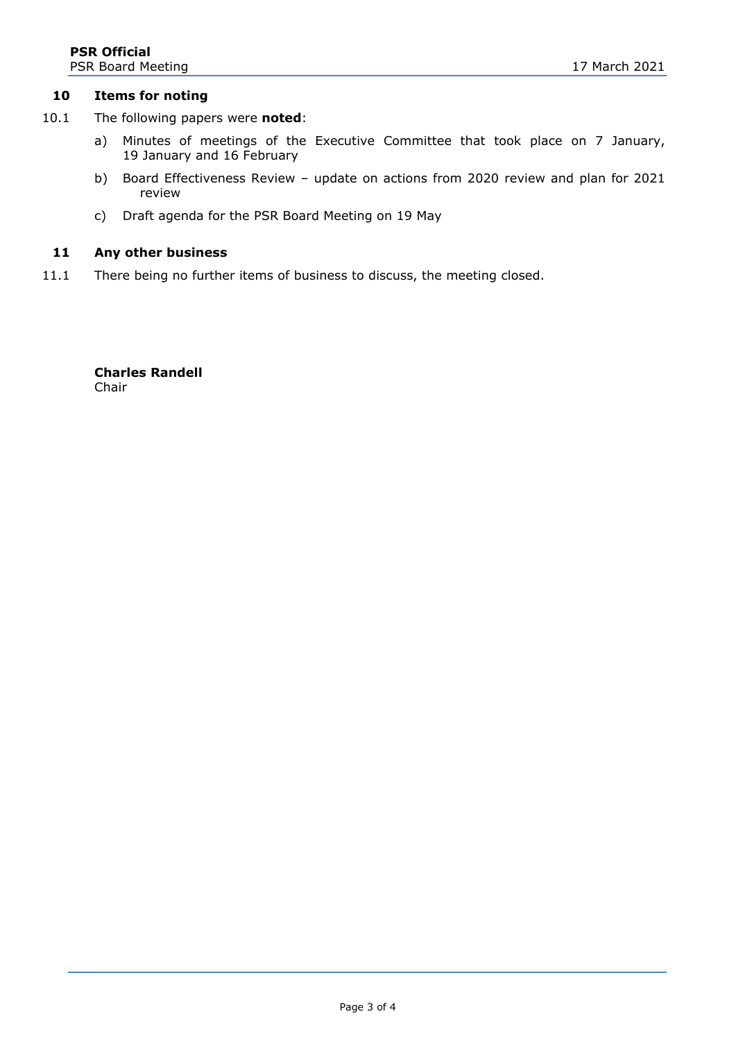## 10 Items for noting

10.1 The following papers were **noted**:

a) Minutes of meetings of the Executive Committee that took place on 7 January, 19 January and 16 February

b) Board Effectiveness Review – update on actions from 2020 review and plan for 2021 review

c) Draft agenda for the PSR Board Meeting on 19 May

## 11 Any other business

11.1 There being no further items of business to discuss, the meeting closed.

**Charles Randell**
Chair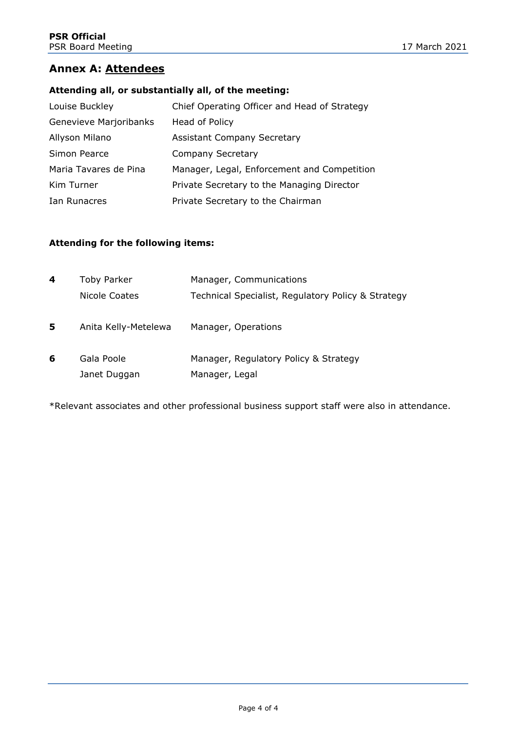## Annex A: Attendees

### Attending all, or substantially all, of the meeting:

| | |
|---|---|
| Louise Buckley | Chief Operating Officer and Head of Strategy |
| Genevieve Marjoribanks | Head of Policy |
| Allyson Milano | Assistant Company Secretary |
| Simon Pearce | Company Secretary |
| Maria Tavares de Pina | Manager, Legal, Enforcement and Competition |
| Kim Turner | Private Secretary to the Managing Director |
| Ian Runacres | Private Secretary to the Chairman |

### Attending for the following items:

| | | |
|---|---|---|
| **4** | Toby Parker | Manager, Communications |
| | Nicole Coates | Technical Specialist, Regulatory Policy & Strategy |
| **5** | Anita Kelly-Metelewa | Manager, Operations |
| **6** | Gala Poole | Manager, Regulatory Policy & Strategy |
| | Janet Duggan | Manager, Legal |

*Relevant associates and other professional business support staff were also in attendance.